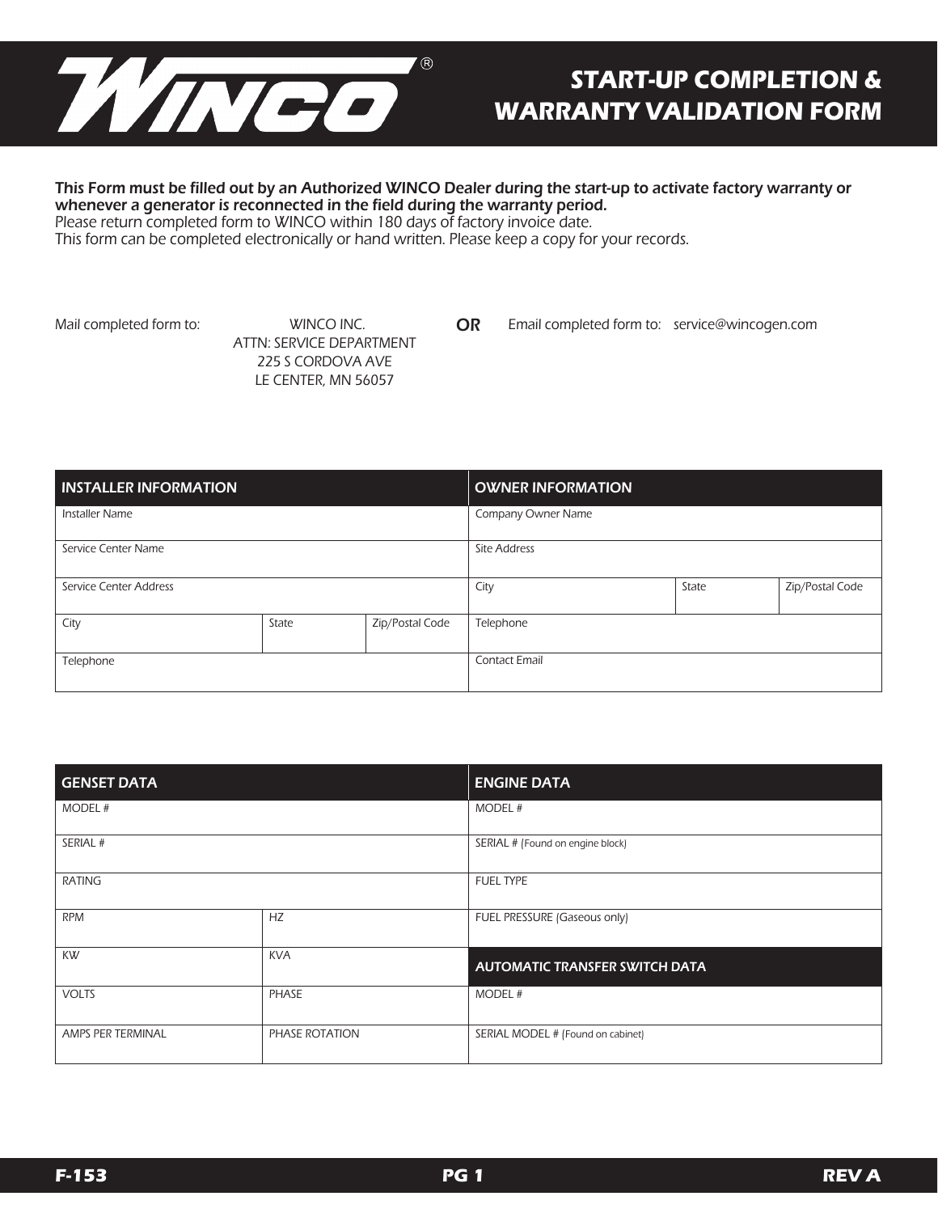# START-UP COMPLETION & WARRANTY VALIDATION FORM

**This Form must be filled out by an Authorized WINCO Dealer during the start-up to activate factory warranty or whenever a generator is reconnected in the field during the warranty period.**
Please return completed form to WINCO within 180 days of factory invoice date.
This form can be completed electronically or hand written. Please keep a copy for your records.

Mail completed form to:
WINCO INC.
ATTN: SERVICE DEPARTMENT
225 S CORDOVA AVE
LE CENTER, MN 56057

**OR**

Email completed form to: service@wincogen.com

| INSTALLER INFORMATION | | | OWNER INFORMATION | | |
|---|---|---|---|---|---|
| Installer Name | | | Company Owner Name | | |
| Service Center Name | | | Site Address | | |
| Service Center Address | | | City | State | Zip/Postal Code |
| City | State | Zip/Postal Code | Telephone | | |
| Telephone | | | Contact Email | | |

| GENSET DATA | | ENGINE DATA |
|---|---|---|
| MODEL # | | MODEL # |
| SERIAL # | | SERIAL # (Found on engine block) |
| RATING | | FUEL TYPE |
| RPM | HZ | FUEL PRESSURE (Gaseous only) |
| KW | KVA | **AUTOMATIC TRANSFER SWITCH DATA** |
| VOLTS | PHASE | MODEL # |
| AMPS PER TERMINAL | PHASE ROTATION | SERIAL MODEL # (Found on cabinet) |

F-153 REV A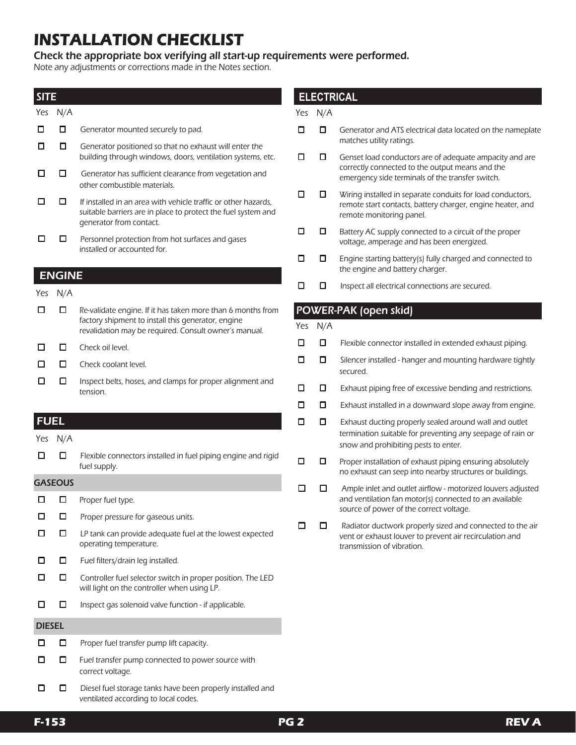# INSTALLATION CHECKLIST

**Check the appropriate box verifying all start-up requirements were performed.**

Note any adjustments or corrections made in the Notes section.

## SITE

| Yes | N/A | |
|---|---|---|
| ☐ | ☐ | Generator mounted securely to pad. |
| ☐ | ☐ | Generator positioned so that no exhaust will enter the building through windows, doors, ventilation systems, etc. |
| ☐ | ☐ | Generator has sufficient clearance from vegetation and other combustible materials. |
| ☐ | ☐ | If installed in an area with vehicle traffic or other hazards, suitable barriers are in place to protect the fuel system and generator from contact. |
| ☐ | ☐ | Personnel protection from hot surfaces and gases installed or accounted for. |

## ENGINE

| Yes | N/A | |
|---|---|---|
| ☐ | ☐ | Re-validate engine. If it has taken more than 6 months from factory shipment to install this generator, engine revalidation may be required. Consult owner's manual. |
| ☐ | ☐ | Check oil level. |
| ☐ | ☐ | Check coolant level. |
| ☐ | ☐ | Inspect belts, hoses, and clamps for proper alignment and tension. |

## FUEL

| Yes | N/A | |
|---|---|---|
| ☐ | ☐ | Flexible connectors installed in fuel piping engine and rigid fuel supply. |

### GASEOUS

| Yes | N/A | |
|---|---|---|
| ☐ | ☐ | Proper fuel type. |
| ☐ | ☐ | Proper pressure for gaseous units. |
| ☐ | ☐ | LP tank can provide adequate fuel at the lowest expected operating temperature. |
| ☐ | ☐ | Fuel filters/drain leg installed. |
| ☐ | ☐ | Controller fuel selector switch in proper position. The LED will light on the controller when using LP. |
| ☐ | ☐ | Inspect gas solenoid valve function - if applicable. |

### DIESEL

| Yes | N/A | |
|---|---|---|
| ☐ | ☐ | Proper fuel transfer pump lift capacity. |
| ☐ | ☐ | Fuel transfer pump connected to power source with correct voltage. |
| ☐ | ☐ | Diesel fuel storage tanks have been properly installed and ventilated according to local codes. |

## ELECTRICAL

| Yes | N/A | |
|---|---|---|
| ☐ | ☐ | Generator and ATS electrical data located on the nameplate matches utility ratings. |
| ☐ | ☐ | Genset load conductors are of adequate ampacity and are correctly connected to the output means and the emergency side terminals of the transfer switch. |
| ☐ | ☐ | Wiring installed in separate conduits for load conductors, remote start contacts, battery charger, engine heater, and remote monitoring panel. |
| ☐ | ☐ | Battery AC supply connected to a circuit of the proper voltage, amperage and has been energized. |
| ☐ | ☐ | Engine starting battery(s) fully charged and connected to the engine and battery charger. |
| ☐ | ☐ | Inspect all electrical connections are secured. |

## POWER-PAK (open skid)

| Yes | N/A | |
|---|---|---|
| ☐ | ☐ | Flexible connector installed in extended exhaust piping. |
| ☐ | ☐ | Silencer installed - hanger and mounting hardware tightly secured. |
| ☐ | ☐ | Exhaust piping free of excessive bending and restrictions. |
| ☐ | ☐ | Exhaust installed in a downward slope away from engine. |
| ☐ | ☐ | Exhaust ducting properly sealed around wall and outlet termination suitable for preventing any seepage of rain or snow and prohibiting pests to enter. |
| ☐ | ☐ | Proper installation of exhaust piping ensuring absolutely no exhaust can seep into nearby structures or buildings. |
| ☐ | ☐ | Ample inlet and outlet airflow - motorized louvers adjusted and ventilation fan motor(s) connected to an available source of power of the correct voltage. |
| ☐ | ☐ | Radiator ductwork properly sized and connected to the air vent or exhaust louver to prevent air recirculation and transmission of vibration. |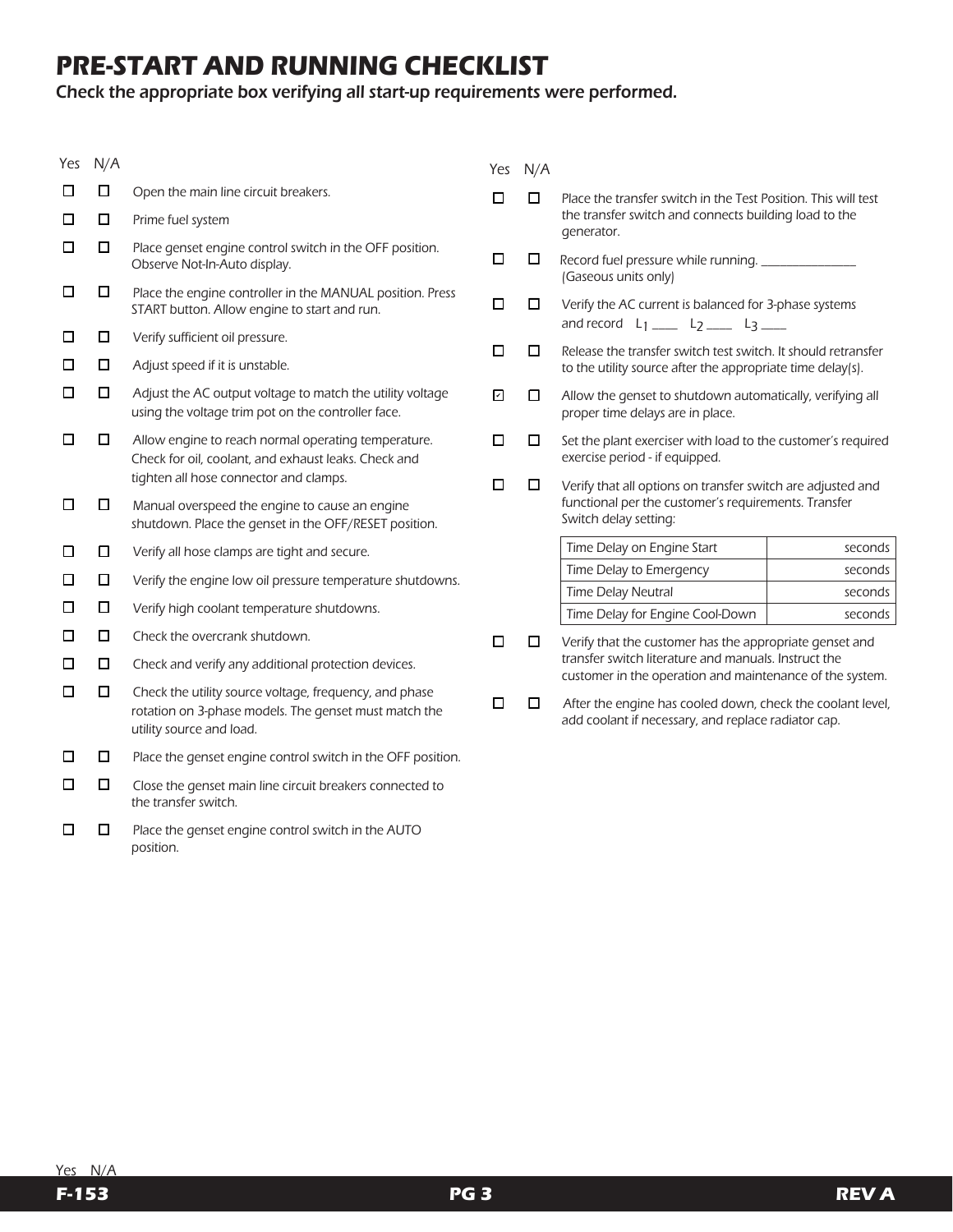# PRE-START AND RUNNING CHECKLIST

**Check the appropriate box verifying all start-up requirements were performed.**

| Yes | N/A | |
|---|---|---|
| ☐ | ☐ | Open the main line circuit breakers. |
| ☐ | ☐ | Prime fuel system |
| ☐ | ☐ | Place genset engine control switch in the OFF position. Observe Not-In-Auto display. |
| ☐ | ☐ | Place the engine controller in the MANUAL position. Press START button. Allow engine to start and run. |
| ☐ | ☐ | Verify sufficient oil pressure. |
| ☐ | ☐ | Adjust speed if it is unstable. |
| ☐ | ☐ | Adjust the AC output voltage to match the utility voltage using the voltage trim pot on the controller face. |
| ☐ | ☐ | Allow engine to reach normal operating temperature. Check for oil, coolant, and exhaust leaks. Check and tighten all hose connector and clamps. |
| ☐ | ☐ | Manual overspeed the engine to cause an engine shutdown. Place the genset in the OFF/RESET position. |
| ☐ | ☐ | Verify all hose clamps are tight and secure. |
| ☐ | ☐ | Verify the engine low oil pressure temperature shutdowns. |
| ☐ | ☐ | Verify high coolant temperature shutdowns. |
| ☐ | ☐ | Check the overcrank shutdown. |
| ☐ | ☐ | Check and verify any additional protection devices. |
| ☐ | ☐ | Check the utility source voltage, frequency, and phase rotation on 3-phase models. The genset must match the utility source and load. |
| ☐ | ☐ | Place the genset engine control switch in the OFF position. |
| ☐ | ☐ | Close the genset main line circuit breakers connected to the transfer switch. |
| ☐ | ☐ | Place the genset engine control switch in the AUTO position. |

| Yes | N/A | |
|---|---|---|
| ☐ | ☐ | Place the transfer switch in the Test Position. This will test the transfer switch and connects building load to the generator. |
| ☐ | ☐ | Record fuel pressure while running. ______________ (Gaseous units only) |
| ☐ | ☐ | Verify the AC current is balanced for 3-phase systems and record $L_1$ ____ $L_2$ ____ $L_3$ ____ |
| ☐ | ☐ | Release the transfer switch test switch. It should retransfer to the utility source after the appropriate time delay(s). |
| ☑ | ☐ | Allow the genset to shutdown automatically, verifying all proper time delays are in place. |
| ☐ | ☐ | Set the plant exerciser with load to the customer's required exercise period - if equipped. |
| ☐ | ☐ | Verify that all options on transfer switch are adjusted and functional per the customer's requirements. Transfer Switch delay setting: |

| Time Delay | |
|---|---|
| Time Delay on Engine Start | seconds |
| Time Delay to Emergency | seconds |
| Time Delay Neutral | seconds |
| Time Delay for Engine Cool-Down | seconds |

| Yes | N/A | |
|---|---|---|
| ☐ | ☐ | Verify that the customer has the appropriate genset and transfer switch literature and manuals. Instruct the customer in the operation and maintenance of the system. |
| ☐ | ☐ | After the engine has cooled down, check the coolant level, add coolant if necessary, and replace radiator cap. |

Yes N/A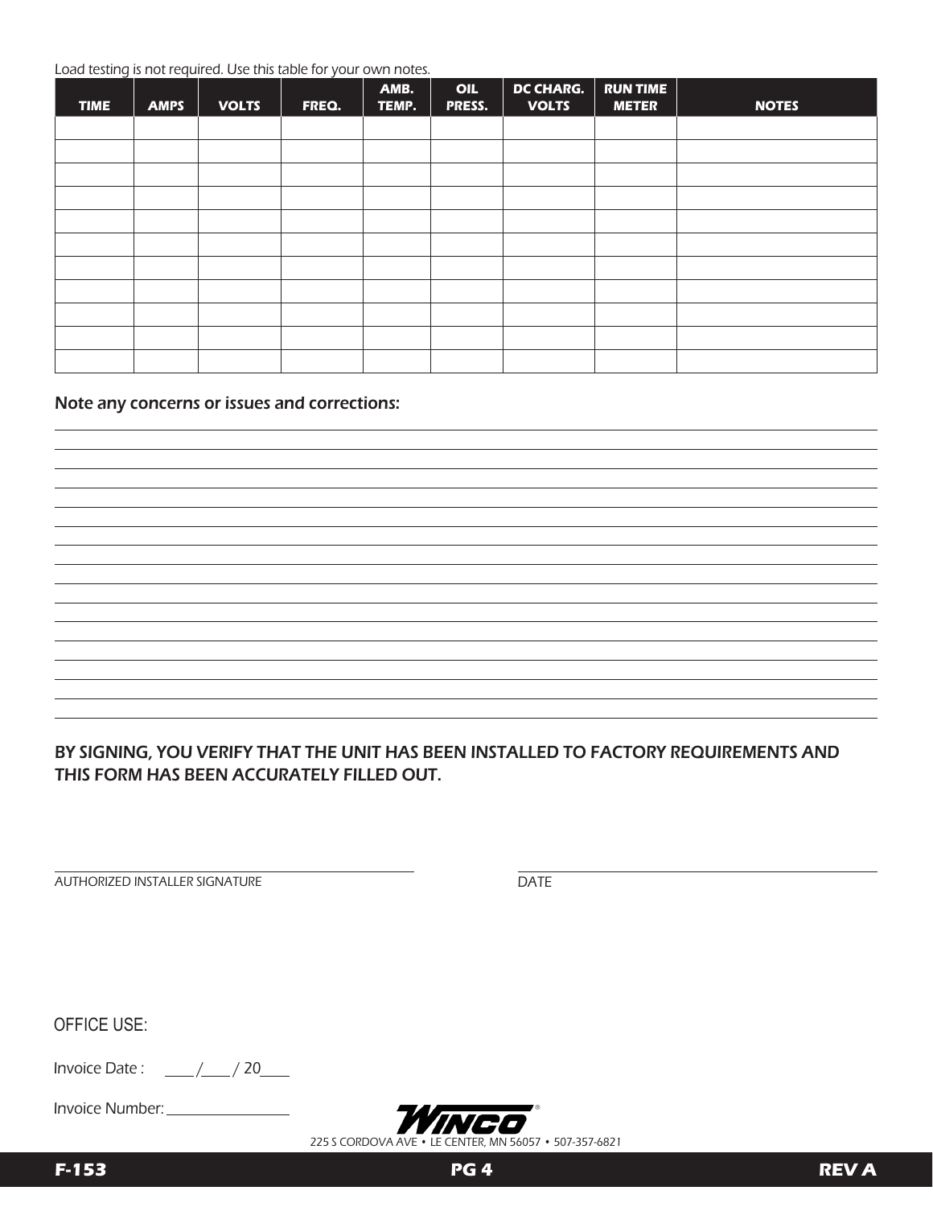*Load testing is not required. Use this table for your own notes.*

| TIME | AMPS | VOLTS | FREQ. | AMB. TEMP. | OIL PRESS. | DC CHARG. VOLTS | RUN TIME METER | NOTES |
|---|---|---|---|---|---|---|---|---|
| | | | | | | | | |
| | | | | | | | | |
| | | | | | | | | |
| | | | | | | | | |
| | | | | | | | | |
| | | | | | | | | |
| | | | | | | | | |
| | | | | | | | | |
| | | | | | | | | |
| | | | | | | | | |
| | | | | | | | | |

**Note any concerns or issues and corrections:**

______________________________________________________________________

______________________________________________________________________

______________________________________________________________________

______________________________________________________________________

______________________________________________________________________

______________________________________________________________________

______________________________________________________________________

______________________________________________________________________

______________________________________________________________________

______________________________________________________________________

______________________________________________________________________

______________________________________________________________________

______________________________________________________________________

______________________________________________________________________

______________________________________________________________________

______________________________________________________________________

**BY SIGNING, YOU VERIFY THAT THE UNIT HAS BEEN INSTALLED TO FACTORY REQUIREMENTS AND THIS FORM HAS BEEN ACCURATELY FILLED OUT.**

______________________________ AUTHORIZED INSTALLER SIGNATURE

______________________________ DATE

OFFICE USE:

Invoice Date : ____/____/ 20____

Invoice Number: ________________

WINCO®

225 S CORDOVA AVE • LE CENTER, MN 56057 • 507-357-6821